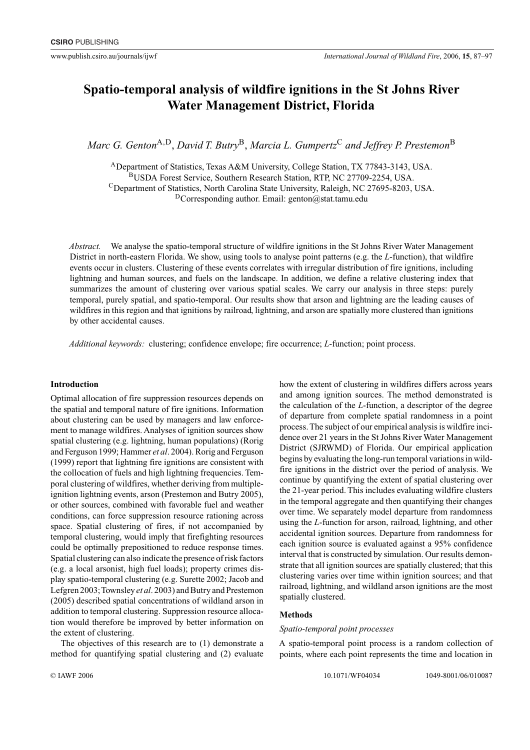# Spatio-temporal analysis of wildfire ignitions in the St Johns River Water Management District, Florida

*Marc G. Genton*[A,D], *David T. Butry*[B], *Marcia L. Gumpertz*[C] *and Jeffrey P. Prestemon*[B]

[A]Department of Statistics, Texas A&M University, College Station, TX 77843-3143, USA.
[B]USDA Forest Service, Southern Research Station, RTP, NC 27709-2254, USA.
[C]Department of Statistics, North Carolina State University, Raleigh, NC 27695-8203, USA.
[D]Corresponding author. Email: genton@stat.tamu.edu

*Abstract.* We analyse the spatio-temporal structure of wildfire ignitions in the St Johns River Water Management District in north-eastern Florida. We show, using tools to analyse point patterns (e.g. the *L*-function), that wildfire events occur in clusters. Clustering of these events correlates with irregular distribution of fire ignitions, including lightning and human sources, and fuels on the landscape. In addition, we define a relative clustering index that summarizes the amount of clustering over various spatial scales. We carry our analysis in three steps: purely temporal, purely spatial, and spatio-temporal. Our results show that arson and lightning are the leading causes of wildfires in this region and that ignitions by railroad, lightning, and arson are spatially more clustered than ignitions by other accidental causes.

*Additional keywords:* clustering; confidence envelope; fire occurrence; *L*-function; point process.

## Introduction

Optimal allocation of fire suppression resources depends on the spatial and temporal nature of fire ignitions. Information about clustering can be used by managers and law enforcement to manage wildfires. Analyses of ignition sources show spatial clustering (e.g. lightning, human populations) (Rorig and Ferguson 1999; Hammer *et al*. 2004). Rorig and Ferguson (1999) report that lightning fire ignitions are consistent with the collocation of fuels and high lightning frequencies. Temporal clustering of wildfires, whether deriving from multiple-ignition lightning events, arson (Prestemon and Butry 2005), or other sources, combined with favorable fuel and weather conditions, can force suppression resource rationing across space. Spatial clustering of fires, if not accompanied by temporal clustering, would imply that firefighting resources could be optimally prepositioned to reduce response times. Spatial clustering can also indicate the presence of risk factors (e.g. a local arsonist, high fuel loads); property crimes display spatio-temporal clustering (e.g. Surette 2002; Jacob and Lefgren 2003; Townsley *et al*. 2003) and Butry and Prestemon (2005) described spatial concentrations of wildland arson in addition to temporal clustering. Suppression resource allocation would therefore be improved by better information on the extent of clustering.

The objectives of this research are to (1) demonstrate a method for quantifying spatial clustering and (2) evaluate how the extent of clustering in wildfires differs across years and among ignition sources. The method demonstrated is the calculation of the *L*-function, a descriptor of the degree of departure from complete spatial randomness in a point process. The subject of our empirical analysis is wildfire incidence over 21 years in the St Johns River Water Management District (SJRWMD) of Florida. Our empirical application begins by evaluating the long-run temporal variations in wildfire ignitions in the district over the period of analysis. We continue by quantifying the extent of spatial clustering over the 21-year period. This includes evaluating wildfire clusters in the temporal aggregate and then quantifying their changes over time. We separately model departure from randomness using the *L*-function for arson, railroad, lightning, and other accidental ignition sources. Departure from randomness for each ignition source is evaluated against a 95% confidence interval that is constructed by simulation. Our results demonstrate that all ignition sources are spatially clustered; that this clustering varies over time within ignition sources; and that railroad, lightning, and wildland arson ignitions are the most spatially clustered.

## Methods

### Spatio-temporal point processes

A spatio-temporal point process is a random collection of points, where each point represents the time and location in

© IAWF 2006 10.1071/WF04034 1049-8001/06/010087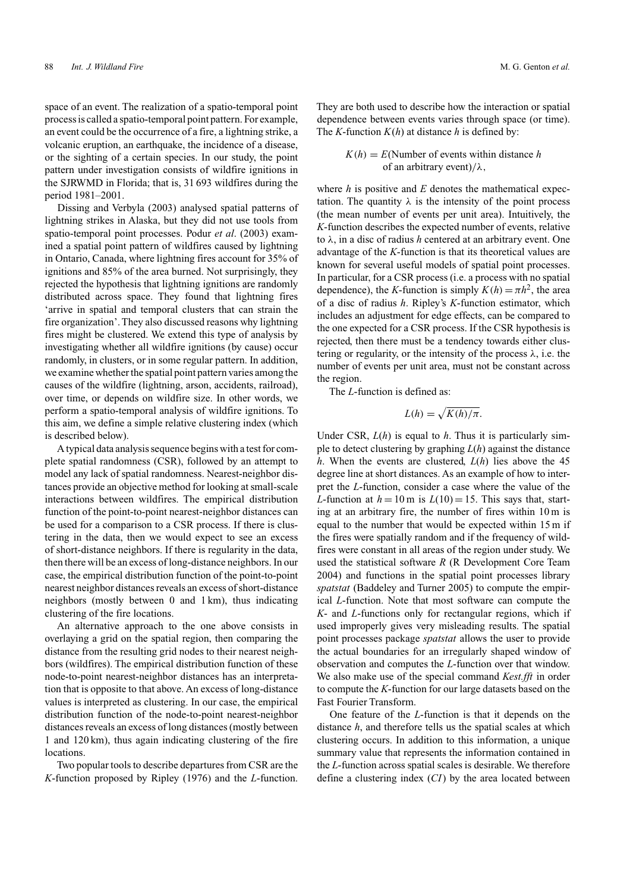space of an event. The realization of a spatio-temporal point process is called a spatio-temporal point pattern. For example, an event could be the occurrence of a fire, a lightning strike, a volcanic eruption, an earthquake, the incidence of a disease, or the sighting of a certain species. In our study, the point pattern under investigation consists of wildfire ignitions in the SJRWMD in Florida; that is, 31 693 wildfires during the period 1981–2001.

Dissing and Verbyla (2003) analysed spatial patterns of lightning strikes in Alaska, but they did not use tools from spatio-temporal point processes. Podur *et al*. (2003) examined a spatial point pattern of wildfires caused by lightning in Ontario, Canada, where lightning fires account for 35% of ignitions and 85% of the area burned. Not surprisingly, they rejected the hypothesis that lightning ignitions are randomly distributed across space. They found that lightning fires 'arrive in spatial and temporal clusters that can strain the fire organization'. They also discussed reasons why lightning fires might be clustered. We extend this type of analysis by investigating whether all wildfire ignitions (by cause) occur randomly, in clusters, or in some regular pattern. In addition, we examine whether the spatial point pattern varies among the causes of the wildfire (lightning, arson, accidents, railroad), over time, or depends on wildfire size. In other words, we perform a spatio-temporal analysis of wildfire ignitions. To this aim, we define a simple relative clustering index (which is described below).

A typical data analysis sequence begins with a test for complete spatial randomness (CSR), followed by an attempt to model any lack of spatial randomness. Nearest-neighbor distances provide an objective method for looking at small-scale interactions between wildfires. The empirical distribution function of the point-to-point nearest-neighbor distances can be used for a comparison to a CSR process. If there is clustering in the data, then we would expect to see an excess of short-distance neighbors. If there is regularity in the data, then there will be an excess of long-distance neighbors. In our case, the empirical distribution function of the point-to-point nearest neighbor distances reveals an excess of short-distance neighbors (mostly between 0 and 1 km), thus indicating clustering of the fire locations.

An alternative approach to the one above consists in overlaying a grid on the spatial region, then comparing the distance from the resulting grid nodes to their nearest neighbors (wildfires). The empirical distribution function of these node-to-point nearest-neighbor distances has an interpretation that is opposite to that above. An excess of long-distance values is interpreted as clustering. In our case, the empirical distribution function of the node-to-point nearest-neighbor distances reveals an excess of long distances (mostly between 1 and 120 km), thus again indicating clustering of the fire locations.

Two popular tools to describe departures from CSR are the *K*-function proposed by Ripley (1976) and the *L*-function. They are both used to describe how the interaction or spatial dependence between events varies through space (or time). The *K*-function $K(h)$ at distance $h$ is defined by:

$$K(h) = E(\text{Number of events within distance } h \text{ of an arbitrary event})/\lambda,$$

where $h$ is positive and $E$ denotes the mathematical expectation. The quantity $\lambda$ is the intensity of the point process (the mean number of events per unit area). Intuitively, the *K*-function describes the expected number of events, relative to $\lambda$, in a disc of radius $h$ centered at an arbitrary event. One advantage of the *K*-function is that its theoretical values are known for several useful models of spatial point processes. In particular, for a CSR process (i.e. a process with no spatial dependence), the *K*-function is simply $K(h) = \pi h^2$, the area of a disc of radius $h$. Ripley's *K*-function estimator, which includes an adjustment for edge effects, can be compared to the one expected for a CSR process. If the CSR hypothesis is rejected, then there must be a tendency towards either clustering or regularity, or the intensity of the process $\lambda$, i.e. the number of events per unit area, must not be constant across the region.

The *L*-function is defined as:

$$L(h) = \sqrt{K(h)/\pi}.$$

Under CSR, $L(h)$ is equal to $h$. Thus it is particularly simple to detect clustering by graphing $L(h)$ against the distance $h$. When the events are clustered, $L(h)$ lies above the 45 degree line at short distances. As an example of how to interpret the *L*-function, consider a case where the value of the *L*-function at $h = 10$ m is $L(10) = 15$. This says that, starting at an arbitrary fire, the number of fires within 10 m is equal to the number that would be expected within 15 m if the fires were spatially random and if the frequency of wildfires were constant in all areas of the region under study. We used the statistical software *R* (R Development Core Team 2004) and functions in the spatial point processes library *spatstat* (Baddeley and Turner 2005) to compute the empirical *L*-function. Note that most software can compute the *K*- and *L*-functions only for rectangular regions, which if used improperly gives very misleading results. The spatial point processes package *spatstat* allows the user to provide the actual boundaries for an irregularly shaped window of observation and computes the *L*-function over that window. We also make use of the special command *Kest.fft* in order to compute the *K*-function for our large datasets based on the Fast Fourier Transform.

One feature of the *L*-function is that it depends on the distance $h$, and therefore tells us the spatial scales at which clustering occurs. In addition to this information, a unique summary value that represents the information contained in the *L*-function across spatial scales is desirable. We therefore define a clustering index (*CI*) by the area located between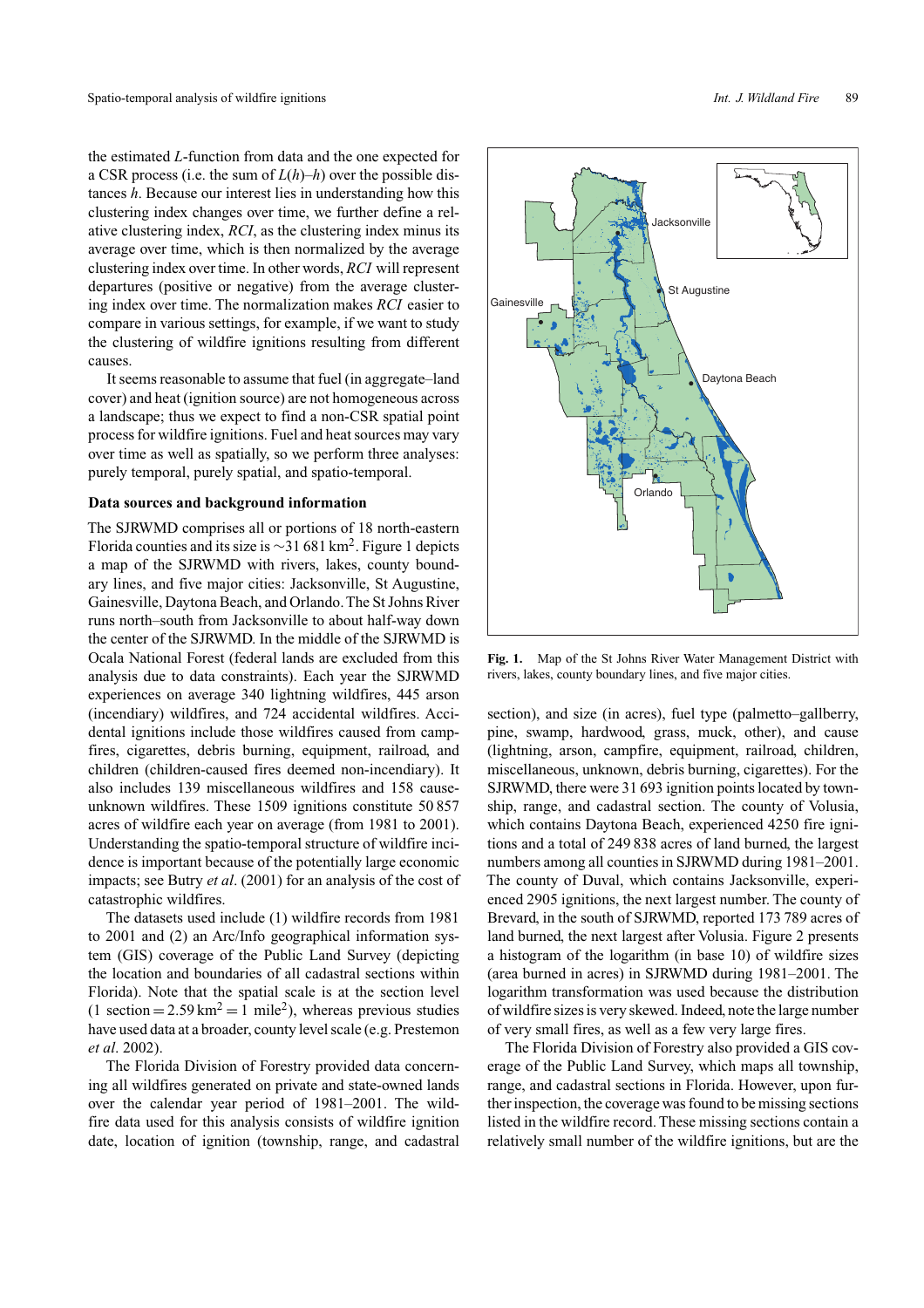the estimated $L$-function from data and the one expected for a CSR process (i.e. the sum of $L(h)$–$h$) over the possible distances $h$. Because our interest lies in understanding how this clustering index changes over time, we further define a relative clustering index, *RCI*, as the clustering index minus its average over time, which is then normalized by the average clustering index over time. In other words, *RCI* will represent departures (positive or negative) from the average clustering index over time. The normalization makes *RCI* easier to compare in various settings, for example, if we want to study the clustering of wildfire ignitions resulting from different causes.

It seems reasonable to assume that fuel (in aggregate–land cover) and heat (ignition source) are not homogeneous across a landscape; thus we expect to find a non-CSR spatial point process for wildfire ignitions. Fuel and heat sources may vary over time as well as spatially, so we perform three analyses: purely temporal, purely spatial, and spatio-temporal.

### Data sources and background information

The SJRWMD comprises all or portions of 18 north-eastern Florida counties and its size is ~31 681 km$^2$. Figure 1 depicts a map of the SJRWMD with rivers, lakes, county boundary lines, and five major cities: Jacksonville, St Augustine, Gainesville, Daytona Beach, and Orlando. The St Johns River runs north–south from Jacksonville to about half-way down the center of the SJRWMD. In the middle of the SJRWMD is Ocala National Forest (federal lands are excluded from this analysis due to data constraints). Each year the SJRWMD experiences on average 340 lightning wildfires, 445 arson (incendiary) wildfires, and 724 accidental wildfires. Accidental ignitions include those wildfires caused from campfires, cigarettes, debris burning, equipment, railroad, and children (children-caused fires deemed non-incendiary). It also includes 139 miscellaneous wildfires and 158 cause-unknown wildfires. These 1509 ignitions constitute 50 857 acres of wildfire each year on average (from 1981 to 2001). Understanding the spatio-temporal structure of wildfire incidence is important because of the potentially large economic impacts; see Butry *et al*. (2001) for an analysis of the cost of catastrophic wildfires.

The datasets used include (1) wildfire records from 1981 to 2001 and (2) an Arc/Info geographical information system (GIS) coverage of the Public Land Survey (depicting the location and boundaries of all cadastral sections within Florida). Note that the spatial scale is at the section level (1 section = 2.59 km$^2$ = 1 mile$^2$), whereas previous studies have used data at a broader, county level scale (e.g. Prestemon *et al*. 2002).

The Florida Division of Forestry provided data concerning all wildfires generated on private and state-owned lands over the calendar year period of 1981–2001. The wildfire data used for this analysis consists of wildfire ignition date, location of ignition (township, range, and cadastral section), and size (in acres), fuel type (palmetto–gallberry, pine, swamp, hardwood, grass, muck, other), and cause (lightning, arson, campfire, equipment, railroad, children, miscellaneous, unknown, debris burning, cigarettes). For the SJRWMD, there were 31 693 ignition points located by township, range, and cadastral section. The county of Volusia, which contains Daytona Beach, experienced 4250 fire ignitions and a total of 249 838 acres of land burned, the largest numbers among all counties in SJRWMD during 1981–2001. The county of Duval, which contains Jacksonville, experienced 2905 ignitions, the next largest number. The county of Brevard, in the south of SJRWMD, reported 173 789 acres of land burned, the next largest after Volusia. Figure 2 presents a histogram of the logarithm (in base 10) of wildfire sizes (area burned in acres) in SJRWMD during 1981–2001. The logarithm transformation was used because the distribution of wildfire sizes is very skewed. Indeed, note the large number of very small fires, as well as a few very large fires.

The Florida Division of Forestry also provided a GIS coverage of the Public Land Survey, which maps all township, range, and cadastral sections in Florida. However, upon further inspection, the coverage was found to be missing sections listed in the wildfire record. These missing sections contain a relatively small number of the wildfire ignitions, but are the

**Fig. 1.** Map of the St Johns River Water Management District with rivers, lakes, county boundary lines, and five major cities.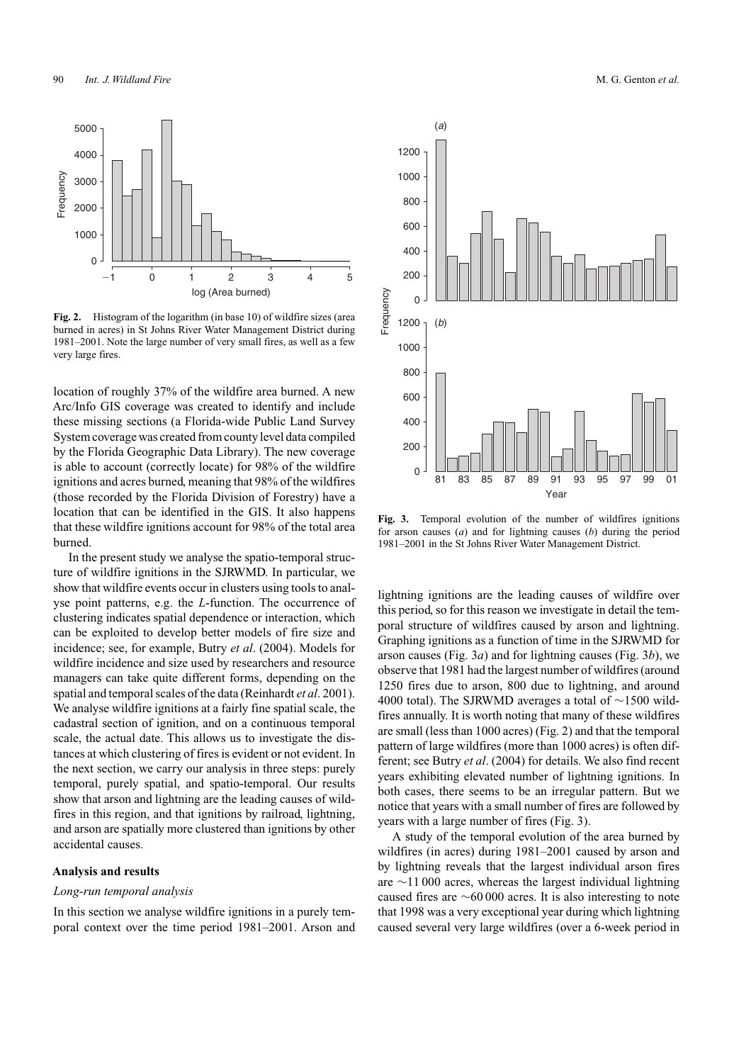**Fig. 2.** Histogram of the logarithm (in base 10) of wildfire sizes (area burned in acres) in St Johns River Water Management District during 1981–2001. Note the large number of very small fires, as well as a few very large fires.

location of roughly 37% of the wildfire area burned. A new Arc/Info GIS coverage was created to identify and include these missing sections (a Florida-wide Public Land Survey System coverage was created from county level data compiled by the Florida Geographic Data Library). The new coverage is able to account (correctly locate) for 98% of the wildfire ignitions and acres burned, meaning that 98% of the wildfires (those recorded by the Florida Division of Forestry) have a location that can be identified in the GIS. It also happens that these wildfire ignitions account for 98% of the total area burned.

In the present study we analyse the spatio-temporal structure of wildfire ignitions in the SJRWMD. In particular, we show that wildfire events occur in clusters using tools to analyse point patterns, e.g. the *L*-function. The occurrence of clustering indicates spatial dependence or interaction, which can be exploited to develop better models of fire size and incidence; see, for example, Butry *et al*. (2004). Models for wildfire incidence and size used by researchers and resource managers can take quite different forms, depending on the spatial and temporal scales of the data (Reinhardt *et al*. 2001). We analyse wildfire ignitions at a fairly fine spatial scale, the cadastral section of ignition, and on a continuous temporal scale, the actual date. This allows us to investigate the distances at which clustering of fires is evident or not evident. In the next section, we carry our analysis in three steps: purely temporal, purely spatial, and spatio-temporal. Our results show that arson and lightning are the leading causes of wildfires in this region, and that ignitions by railroad, lightning, and arson are spatially more clustered than ignitions by other accidental causes.

## Analysis and results

### *Long-run temporal analysis*

In this section we analyse wildfire ignitions in a purely temporal context over the time period 1981–2001. Arson and lightning ignitions are the leading causes of wildfire over this period, so for this reason we investigate in detail the temporal structure of wildfires caused by arson and lightning. Graphing ignitions as a function of time in the SJRWMD for arson causes (Fig. 3*a*) and for lightning causes (Fig. 3*b*), we observe that 1981 had the largest number of wildfires (around 1250 fires due to arson, 800 due to lightning, and around 4000 total). The SJRWMD averages a total of ~1500 wildfires annually. It is worth noting that many of these wildfires are small (less than 1000 acres) (Fig. 2) and that the temporal pattern of large wildfires (more than 1000 acres) is often different; see Butry *et al*. (2004) for details. We also find recent years exhibiting elevated number of lightning ignitions. In both cases, there seems to be an irregular pattern. But we notice that years with a small number of fires are followed by years with a large number of fires (Fig. 3).

**Fig. 3.** Temporal evolution of the number of wildfires ignitions for arson causes (*a*) and for lightning causes (*b*) during the period 1981–2001 in the St Johns River Water Management District.

A study of the temporal evolution of the area burned by wildfires (in acres) during 1981–2001 caused by arson and by lightning reveals that the largest individual arson fires are ~11 000 acres, whereas the largest individual lightning caused fires are ~60 000 acres. It is also interesting to note that 1998 was a very exceptional year during which lightning caused several very large wildfires (over a 6-week period in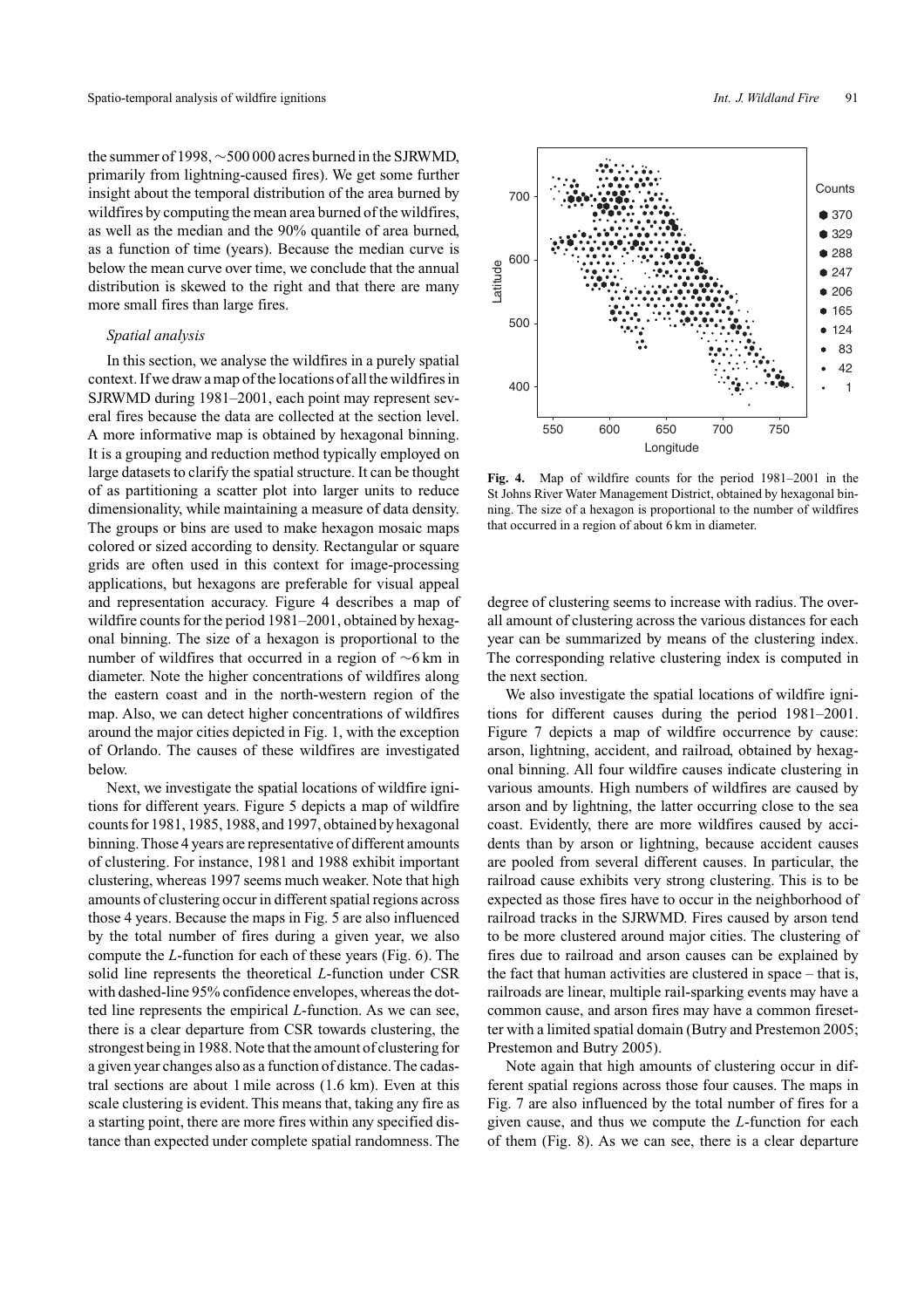the summer of 1998, ∼500 000 acres burned in the SJRWMD, primarily from lightning-caused fires). We get some further insight about the temporal distribution of the area burned by wildfires by computing the mean area burned of the wildfires, as well as the median and the 90% quantile of area burned, as a function of time (years). Because the median curve is below the mean curve over time, we conclude that the annual distribution is skewed to the right and that there are many more small fires than large fires.

### *Spatial analysis*

In this section, we analyse the wildfires in a purely spatial context. If we draw a map of the locations of all the wildfires in SJRWMD during 1981–2001, each point may represent several fires because the data are collected at the section level. A more informative map is obtained by hexagonal binning. It is a grouping and reduction method typically employed on large datasets to clarify the spatial structure. It can be thought of as partitioning a scatter plot into larger units to reduce dimensionality, while maintaining a measure of data density. The groups or bins are used to make hexagon mosaic maps colored or sized according to density. Rectangular or square grids are often used in this context for image-processing applications, but hexagons are preferable for visual appeal and representation accuracy. Figure 4 describes a map of wildfire counts for the period 1981–2001, obtained by hexagonal binning. The size of a hexagon is proportional to the number of wildfires that occurred in a region of ∼6 km in diameter. Note the higher concentrations of wildfires along the eastern coast and in the north-western region of the map. Also, we can detect higher concentrations of wildfires around the major cities depicted in Fig. 1, with the exception of Orlando. The causes of these wildfires are investigated below.

Next, we investigate the spatial locations of wildfire ignitions for different years. Figure 5 depicts a map of wildfire counts for 1981, 1985, 1988, and 1997, obtained by hexagonal binning. Those 4 years are representative of different amounts of clustering. For instance, 1981 and 1988 exhibit important clustering, whereas 1997 seems much weaker. Note that high amounts of clustering occur in different spatial regions across those 4 years. Because the maps in Fig. 5 are also influenced by the total number of fires during a given year, we also compute the *L*-function for each of these years (Fig. 6). The solid line represents the theoretical *L*-function under CSR with dashed-line 95% confidence envelopes, whereas the dotted line represents the empirical *L*-function. As we can see, there is a clear departure from CSR towards clustering, the strongest being in 1988. Note that the amount of clustering for a given year changes also as a function of distance. The cadastral sections are about 1 mile across (1.6 km). Even at this scale clustering is evident. This means that, taking any fire as a starting point, there are more fires within any specified distance than expected under complete spatial randomness. The degree of clustering seems to increase with radius. The overall amount of clustering across the various distances for each year can be summarized by means of the clustering index. The corresponding relative clustering index is computed in the next section.

**Fig. 4.** Map of wildfire counts for the period 1981–2001 in the St Johns River Water Management District, obtained by hexagonal binning. The size of a hexagon is proportional to the number of wildfires that occurred in a region of about 6 km in diameter.

We also investigate the spatial locations of wildfire ignitions for different causes during the period 1981–2001. Figure 7 depicts a map of wildfire occurrence by cause: arson, lightning, accident, and railroad, obtained by hexagonal binning. All four wildfire causes indicate clustering in various amounts. High numbers of wildfires are caused by arson and by lightning, the latter occurring close to the sea coast. Evidently, there are more wildfires caused by accidents than by arson or lightning, because accident causes are pooled from several different causes. In particular, the railroad cause exhibits very strong clustering. This is to be expected as those fires have to occur in the neighborhood of railroad tracks in the SJRWMD. Fires caused by arson tend to be more clustered around major cities. The clustering of fires due to railroad and arson causes can be explained by the fact that human activities are clustered in space – that is, railroads are linear, multiple rail-sparking events may have a common cause, and arson fires may have a common firesetter with a limited spatial domain (Butry and Prestemon 2005; Prestemon and Butry 2005).

Note again that high amounts of clustering occur in different spatial regions across those four causes. The maps in Fig. 7 are also influenced by the total number of fires for a given cause, and thus we compute the *L*-function for each of them (Fig. 8). As we can see, there is a clear departure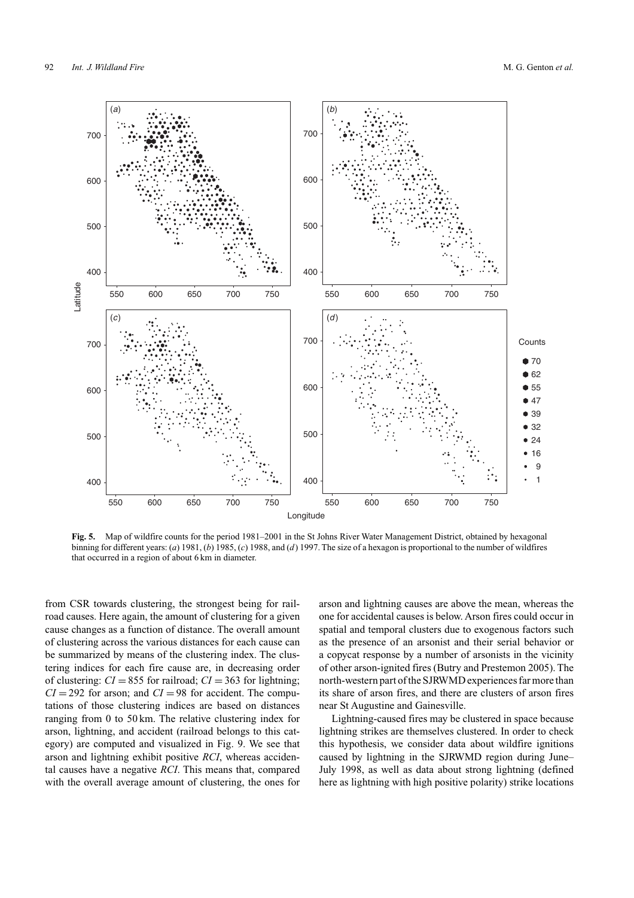**Fig. 5.** Map of wildfire counts for the period 1981–2001 in the St Johns River Water Management District, obtained by hexagonal binning for different years: (*a*) 1981, (*b*) 1985, (*c*) 1988, and (*d*) 1997. The size of a hexagon is proportional to the number of wildfires that occurred in a region of about 6 km in diameter.

from CSR towards clustering, the strongest being for railroad causes. Here again, the amount of clustering for a given cause changes as a function of distance. The overall amount of clustering across the various distances for each cause can be summarized by means of the clustering index. The clustering indices for each fire cause are, in decreasing order of clustering: $CI = 855$ for railroad; $CI = 363$ for lightning; $CI = 292$ for arson; and $CI = 98$ for accident. The computations of those clustering indices are based on distances ranging from 0 to 50 km. The relative clustering index for arson, lightning, and accident (railroad belongs to this category) are computed and visualized in Fig. 9. We see that arson and lightning exhibit positive *RCI*, whereas accidental causes have a negative *RCI*. This means that, compared with the overall average amount of clustering, the ones for arson and lightning causes are above the mean, whereas the one for accidental causes is below. Arson fires could occur in spatial and temporal clusters due to exogenous factors such as the presence of an arsonist and their serial behavior or a copycat response by a number of arsonists in the vicinity of other arson-ignited fires (Butry and Prestemon 2005). The north-western part of the SJRWMD experiences far more than its share of arson fires, and there are clusters of arson fires near St Augustine and Gainesville.

Lightning-caused fires may be clustered in space because lightning strikes are themselves clustered. In order to check this hypothesis, we consider data about wildfire ignitions caused by lightning in the SJRWMD region during June–July 1998, as well as data about strong lightning (defined here as lightning with high positive polarity) strike locations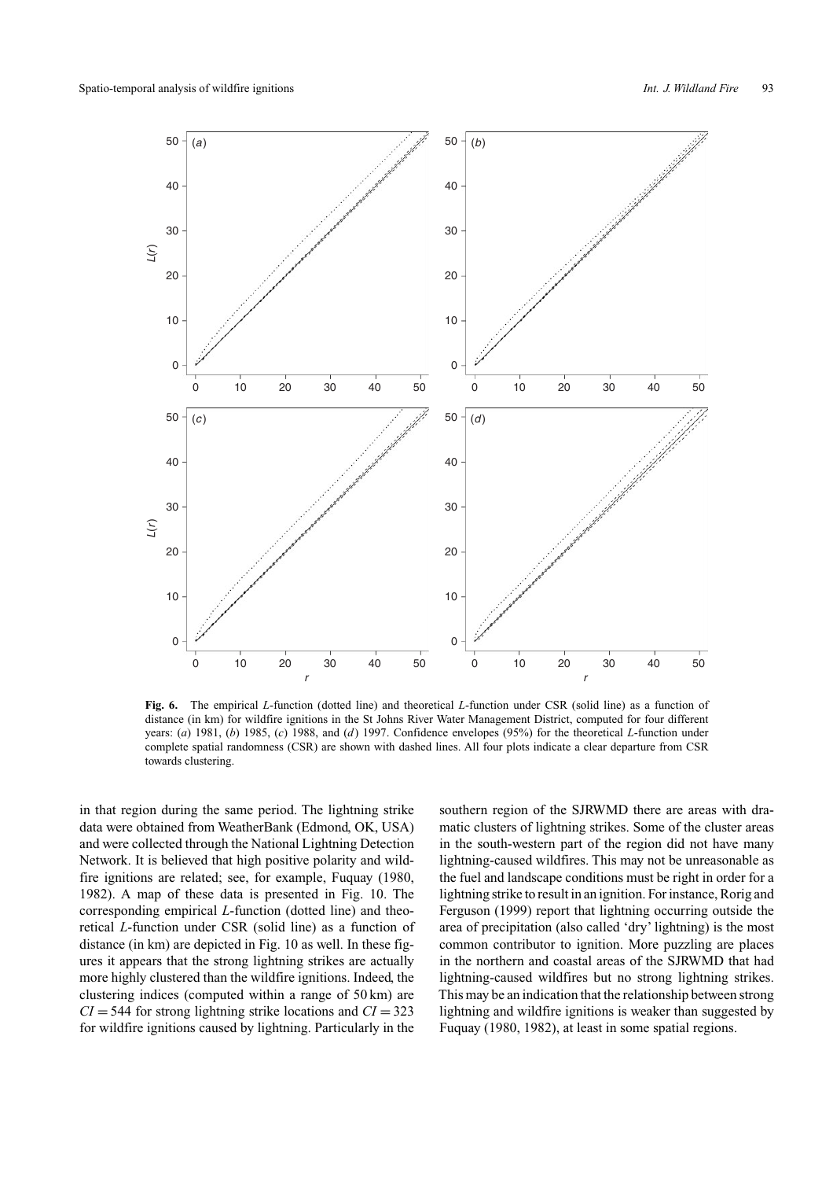**Fig. 6.** The empirical *L*-function (dotted line) and theoretical *L*-function under CSR (solid line) as a function of distance (in km) for wildfire ignitions in the St Johns River Water Management District, computed for four different years: (*a*) 1981, (*b*) 1985, (*c*) 1988, and (*d*) 1997. Confidence envelopes (95%) for the theoretical *L*-function under complete spatial randomness (CSR) are shown with dashed lines. All four plots indicate a clear departure from CSR towards clustering.

in that region during the same period. The lightning strike data were obtained from WeatherBank (Edmond, OK, USA) and were collected through the National Lightning Detection Network. It is believed that high positive polarity and wildfire ignitions are related; see, for example, Fuquay (1980, 1982). A map of these data is presented in Fig. 10. The corresponding empirical *L*-function (dotted line) and theoretical *L*-function under CSR (solid line) as a function of distance (in km) are depicted in Fig. 10 as well. In these figures it appears that the strong lightning strikes are actually more highly clustered than the wildfire ignitions. Indeed, the clustering indices (computed within a range of 50 km) are $CI = 544$ for strong lightning strike locations and $CI = 323$ for wildfire ignitions caused by lightning. Particularly in the southern region of the SJRWMD there are areas with dramatic clusters of lightning strikes. Some of the cluster areas in the south-western part of the region did not have many lightning-caused wildfires. This may not be unreasonable as the fuel and landscape conditions must be right in order for a lightning strike to result in an ignition. For instance, Rorig and Ferguson (1999) report that lightning occurring outside the area of precipitation (also called 'dry' lightning) is the most common contributor to ignition. More puzzling are places in the northern and coastal areas of the SJRWMD that had lightning-caused wildfires but no strong lightning strikes. This may be an indication that the relationship between strong lightning and wildfire ignitions is weaker than suggested by Fuquay (1980, 1982), at least in some spatial regions.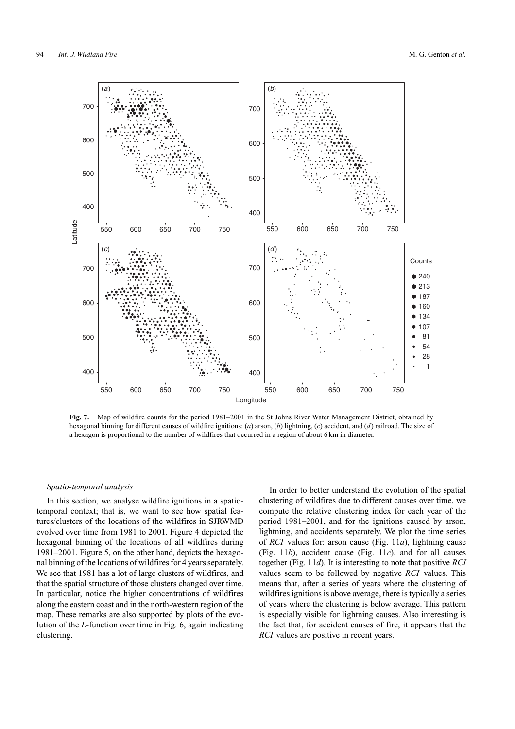**Fig. 7.** Map of wildfire counts for the period 1981–2001 in the St Johns River Water Management District, obtained by hexagonal binning for different causes of wildfire ignitions: (*a*) arson, (*b*) lightning, (*c*) accident, and (*d*) railroad. The size of a hexagon is proportional to the number of wildfires that occurred in a region of about 6 km in diameter.

### *Spatio-temporal analysis*

In this section, we analyse wildfire ignitions in a spatio-temporal context; that is, we want to see how spatial features/clusters of the locations of the wildfires in SJRWMD evolved over time from 1981 to 2001. Figure 4 depicted the hexagonal binning of the locations of all wildfires during 1981–2001. Figure 5, on the other hand, depicts the hexagonal binning of the locations of wildfires for 4 years separately. We see that 1981 has a lot of large clusters of wildfires, and that the spatial structure of those clusters changed over time. In particular, notice the higher concentrations of wildfires along the eastern coast and in the north-western region of the map. These remarks are also supported by plots of the evolution of the *L*-function over time in Fig. 6, again indicating clustering.

In order to better understand the evolution of the spatial clustering of wildfires due to different causes over time, we compute the relative clustering index for each year of the period 1981–2001, and for the ignitions caused by arson, lightning, and accidents separately. We plot the time series of *RCI* values for: arson cause (Fig. 11*a*), lightning cause (Fig. 11*b*), accident cause (Fig. 11*c*), and for all causes together (Fig. 11*d*). It is interesting to note that positive *RCI* values seem to be followed by negative *RCI* values. This means that, after a series of years where the clustering of wildfires ignitions is above average, there is typically a series of years where the clustering is below average. This pattern is especially visible for lightning causes. Also interesting is the fact that, for accident causes of fire, it appears that the *RCI* values are positive in recent years.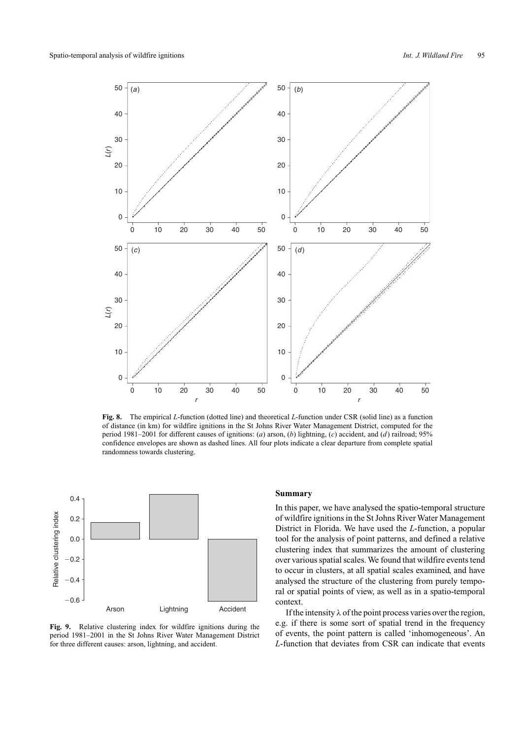**Fig. 8.** The empirical $L$-function (dotted line) and theoretical $L$-function under CSR (solid line) as a function of distance (in km) for wildfire ignitions in the St Johns River Water Management District, computed for the period 1981–2001 for different causes of ignitions: (*a*) arson, (*b*) lightning, (*c*) accident, and (*d*) railroad; 95% confidence envelopes are shown as dashed lines. All four plots indicate a clear departure from complete spatial randomness towards clustering.

**Fig. 9.** Relative clustering index for wildfire ignitions during the period 1981–2001 in the St Johns River Water Management District for three different causes: arson, lightning, and accident.

## Summary

In this paper, we have analysed the spatio-temporal structure of wildfire ignitions in the St Johns River Water Management District in Florida. We have used the $L$-function, a popular tool for the analysis of point patterns, and defined a relative clustering index that summarizes the amount of clustering over various spatial scales. We found that wildfire events tend to occur in clusters, at all spatial scales examined, and have analysed the structure of the clustering from purely temporal or spatial points of view, as well as in a spatio-temporal context.

If the intensity $\lambda$ of the point process varies over the region, e.g. if there is some sort of spatial trend in the frequency of events, the point pattern is called 'inhomogeneous'. An $L$-function that deviates from CSR can indicate that events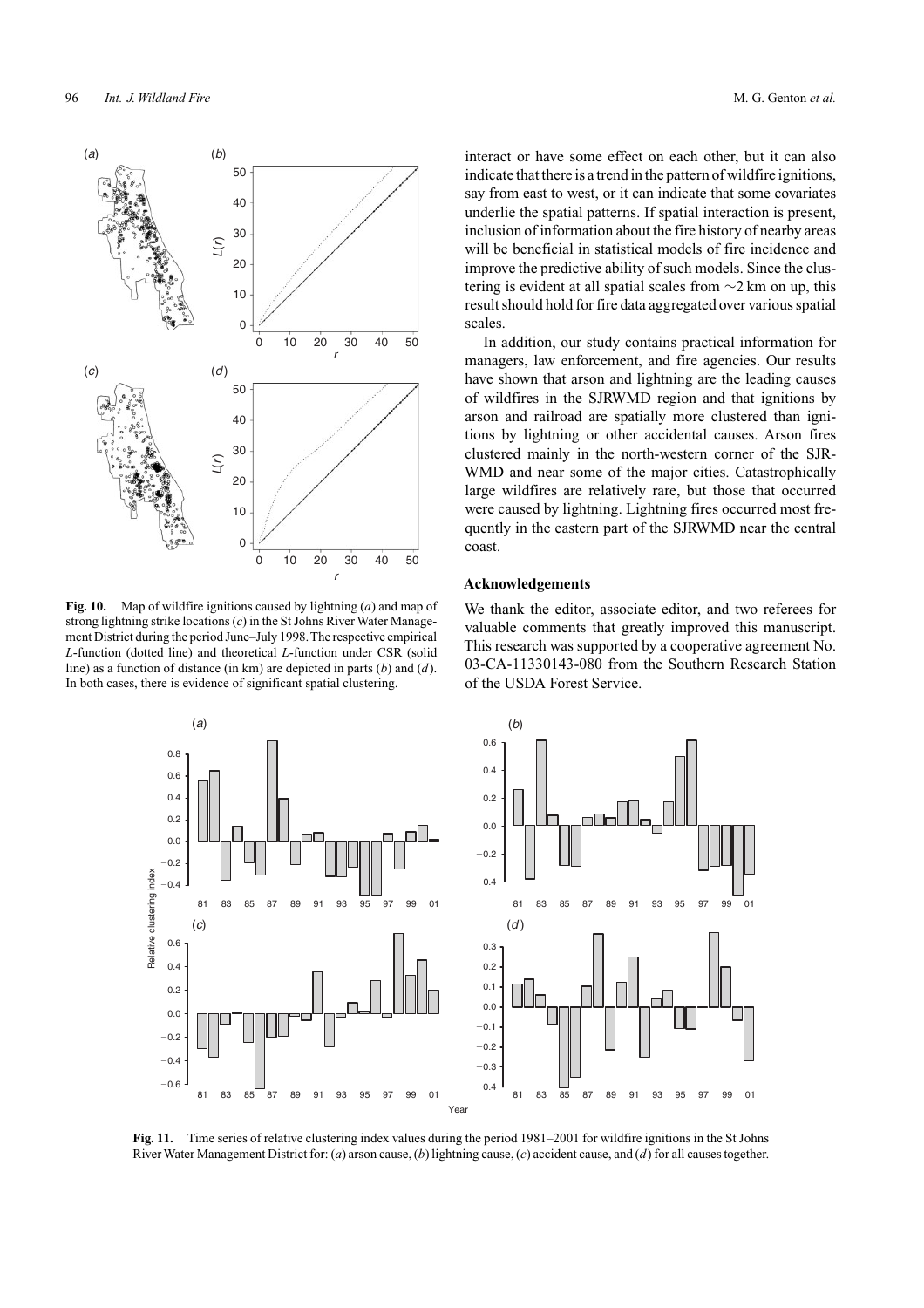interact or have some effect on each other, but it can also indicate that there is a trend in the pattern of wildfire ignitions, say from east to west, or it can indicate that some covariates underlie the spatial patterns. If spatial interaction is present, inclusion of information about the fire history of nearby areas will be beneficial in statistical models of fire incidence and improve the predictive ability of such models. Since the clustering is evident at all spatial scales from ∼2 km on up, this result should hold for fire data aggregated over various spatial scales.

In addition, our study contains practical information for managers, law enforcement, and fire agencies. Our results have shown that arson and lightning are the leading causes of wildfires in the SJRWMD region and that ignitions by arson and railroad are spatially more clustered than ignitions by lightning or other accidental causes. Arson fires clustered mainly in the north-western corner of the SJRWMD and near some of the major cities. Catastrophically large wildfires are relatively rare, but those that occurred were caused by lightning. Lightning fires occurred most frequently in the eastern part of the SJRWMD near the central coast.

**Fig. 10.** Map of wildfire ignitions caused by lightning (*a*) and map of strong lightning strike locations (*c*) in the St Johns River Water Management District during the period June–July 1998. The respective empirical *L*-function (dotted line) and theoretical *L*-function under CSR (solid line) as a function of distance (in km) are depicted in parts (*b*) and (*d*). In both cases, there is evidence of significant spatial clustering.

## Acknowledgements

We thank the editor, associate editor, and two referees for valuable comments that greatly improved this manuscript. This research was supported by a cooperative agreement No. 03-CA-11330143-080 from the Southern Research Station of the USDA Forest Service.

**Fig. 11.** Time series of relative clustering index values during the period 1981–2001 for wildfire ignitions in the St Johns River Water Management District for: (*a*) arson cause, (*b*) lightning cause, (*c*) accident cause, and (*d*) for all causes together.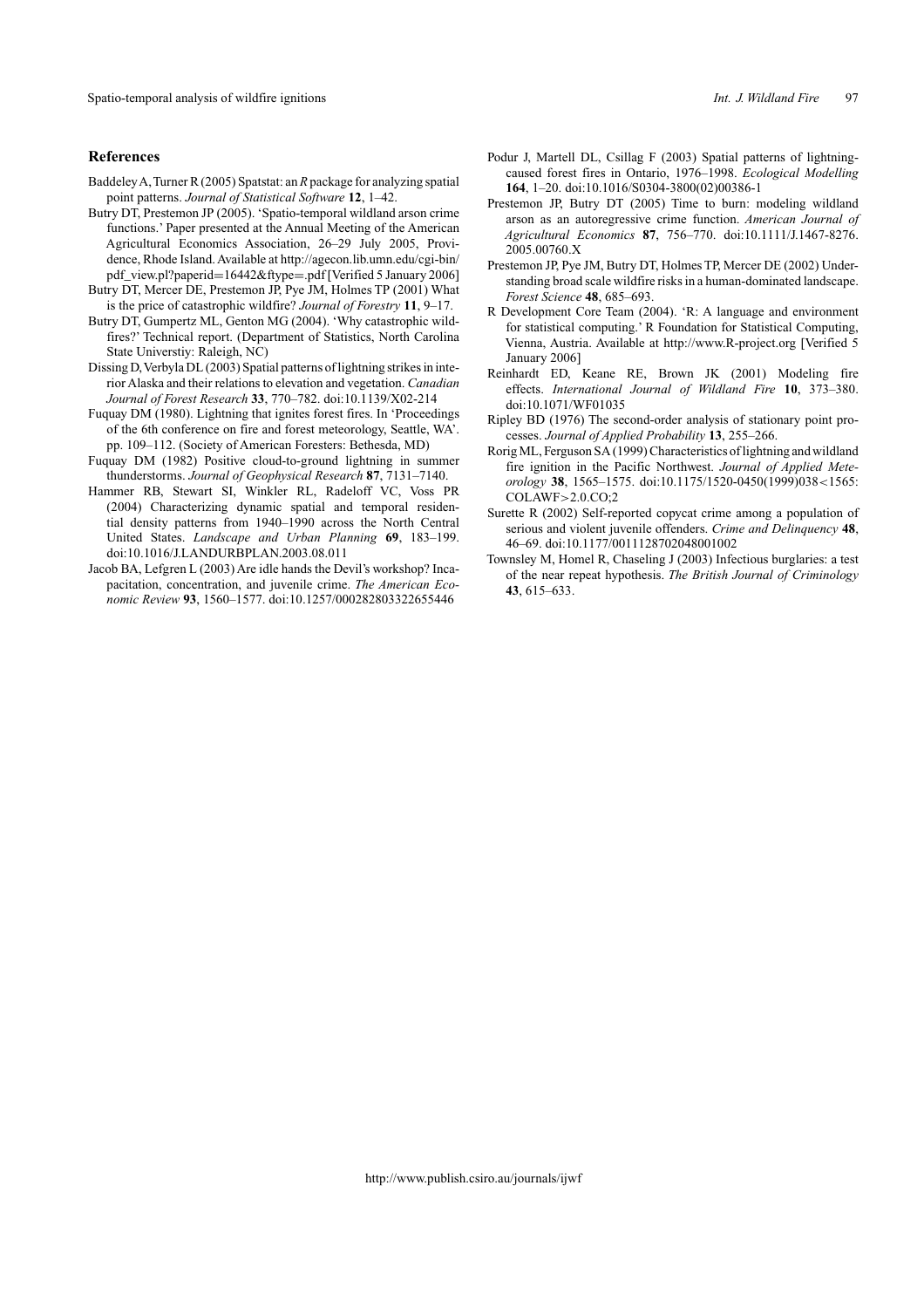## References

Baddeley A, Turner R (2005) Spatstat: an *R* package for analyzing spatial point patterns. *Journal of Statistical Software* **12**, 1–42.

Butry DT, Prestemon JP (2005). 'Spatio-temporal wildland arson crime functions.' Paper presented at the Annual Meeting of the American Agricultural Economics Association, 26–29 July 2005, Providence, Rhode Island. Available at http://agecon.lib.umn.edu/cgi-bin/pdf_view.pl?paperid=16442&ftype=.pdf [Verified 5 January 2006]

Butry DT, Mercer DE, Prestemon JP, Pye JM, Holmes TP (2001) What is the price of catastrophic wildfire? *Journal of Forestry* **11**, 9–17.

Butry DT, Gumpertz ML, Genton MG (2004). 'Why catastrophic wildfires?' Technical report. (Department of Statistics, North Carolina State Universtiy: Raleigh, NC)

Dissing D, Verbyla DL (2003) Spatial patterns of lightning strikes in interior Alaska and their relations to elevation and vegetation. *Canadian Journal of Forest Research* **33**, 770–782. doi:10.1139/X02-214

Fuquay DM (1980). Lightning that ignites forest fires. In 'Proceedings of the 6th conference on fire and forest meteorology, Seattle, WA'. pp. 109–112. (Society of American Foresters: Bethesda, MD)

Fuquay DM (1982) Positive cloud-to-ground lightning in summer thunderstorms. *Journal of Geophysical Research* **87**, 7131–7140.

Hammer RB, Stewart SI, Winkler RL, Radeloff VC, Voss PR (2004) Characterizing dynamic spatial and temporal residential density patterns from 1940–1990 across the North Central United States. *Landscape and Urban Planning* **69**, 183–199. doi:10.1016/J.LANDURBPLAN.2003.08.011

Jacob BA, Lefgren L (2003) Are idle hands the Devil's workshop? Incapacitation, concentration, and juvenile crime. *The American Economic Review* **93**, 1560–1577. doi:10.1257/000282803322655446

Podur J, Martell DL, Csillag F (2003) Spatial patterns of lightning-caused forest fires in Ontario, 1976–1998. *Ecological Modelling* **164**, 1–20. doi:10.1016/S0304-3800(02)00386-1

Prestemon JP, Butry DT (2005) Time to burn: modeling wildland arson as an autoregressive crime function. *American Journal of Agricultural Economics* **87**, 756–770. doi:10.1111/J.1467-8276.2005.00760.X

Prestemon JP, Pye JM, Butry DT, Holmes TP, Mercer DE (2002) Understanding broad scale wildfire risks in a human-dominated landscape. *Forest Science* **48**, 685–693.

R Development Core Team (2004). 'R: A language and environment for statistical computing.' R Foundation for Statistical Computing, Vienna, Austria. Available at http://www.R-project.org [Verified 5 January 2006]

Reinhardt ED, Keane RE, Brown JK (2001) Modeling fire effects. *International Journal of Wildland Fire* **10**, 373–380. doi:10.1071/WF01035

Ripley BD (1976) The second-order analysis of stationary point processes. *Journal of Applied Probability* **13**, 255–266.

Rorig ML, Ferguson SA (1999) Characteristics of lightning and wildland fire ignition in the Pacific Northwest. *Journal of Applied Meteorology* **38**, 1565–1575. doi:10.1175/1520-0450(1999)038<1565:COLAWF>2.0.CO;2

Surette R (2002) Self-reported copycat crime among a population of serious and violent juvenile offenders. *Crime and Delinquency* **48**, 46–69. doi:10.1177/0011128702048001002

Townsley M, Homel R, Chaseling J (2003) Infectious burglaries: a test of the near repeat hypothesis. *The British Journal of Criminology* **43**, 615–633.